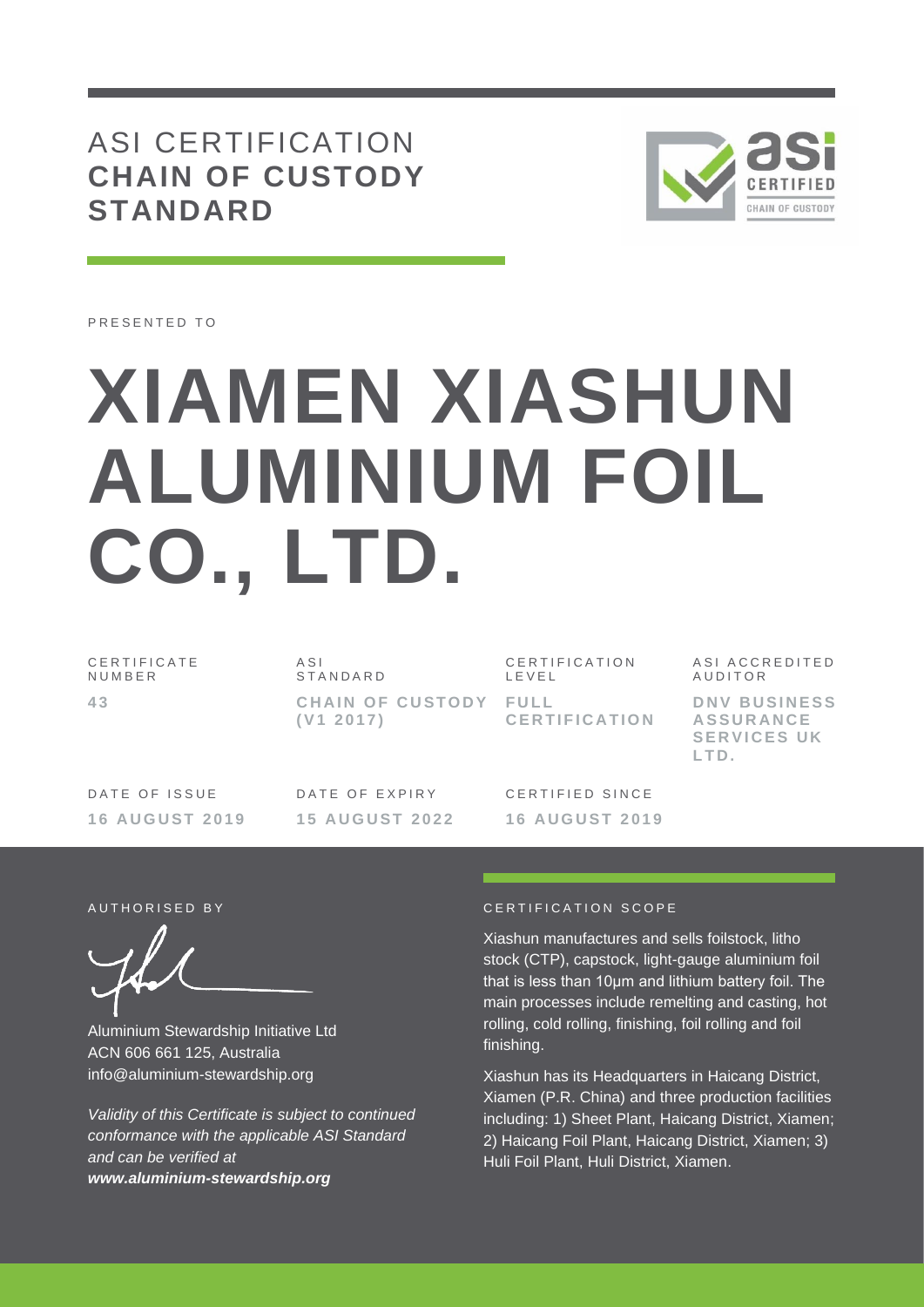# ASI CERTIFICATION
## CHAIN OF CUSTODY STANDARD

PRESENTED TO

# XIAMEN XIASHUN ALUMINIUM FOIL CO., LTD.

| CERTIFICATE NUMBER | ASI STANDARD | CERTIFICATION LEVEL | ASI ACCREDITED AUDITOR |
| --- | --- | --- | --- |
| **43** | **CHAIN OF CUSTODY (V1 2017)** | **FULL CERTIFICATION** | **DNV BUSINESS ASSURANCE SERVICES UK LTD.** |

| DATE OF ISSUE | DATE OF EXPIRY | CERTIFIED SINCE |
| --- | --- | --- |
| **16 AUGUST 2019** | **15 AUGUST 2022** | **16 AUGUST 2019** |

AUTHORISED BY

Aluminium Stewardship Initiative Ltd
ACN 606 661 125, Australia
info@aluminium-stewardship.org

*Validity of this Certificate is subject to continued conformance with the applicable ASI Standard and can be verified at* ***www.aluminium-stewardship.org***

CERTIFICATION SCOPE

Xiashun manufactures and sells foilstock, litho stock (CTP), capstock, light-gauge aluminium foil that is less than 10μm and lithium battery foil. The main processes include remelting and casting, hot rolling, cold rolling, finishing, foil rolling and foil finishing.

Xiashun has its Headquarters in Haicang District, Xiamen (P.R. China) and three production facilities including: 1) Sheet Plant, Haicang District, Xiamen; 2) Haicang Foil Plant, Haicang District, Xiamen; 3) Huli Foil Plant, Huli District, Xiamen.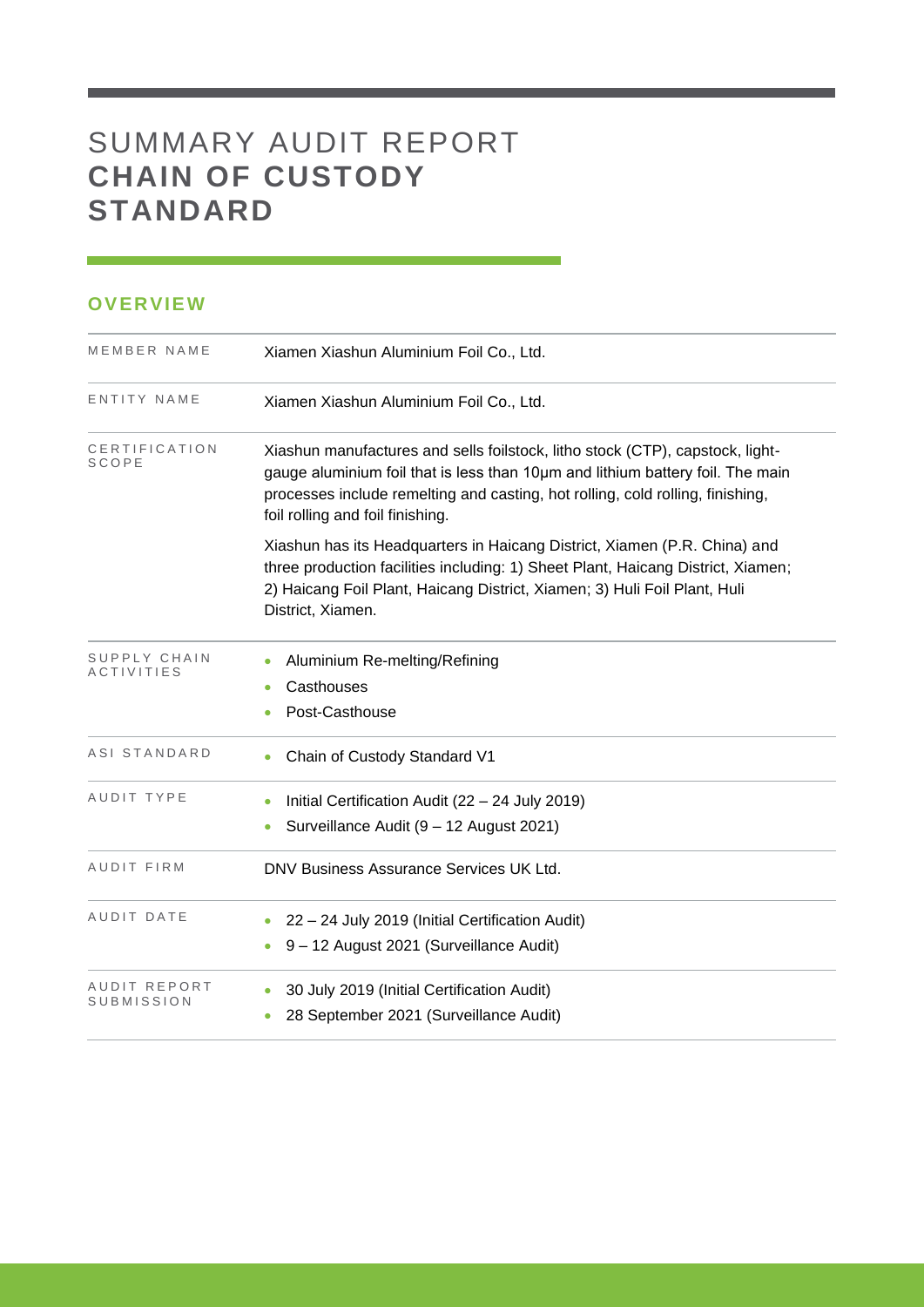# SUMMARY AUDIT REPORT **CHAIN OF CUSTODY STANDARD**

## OVERVIEW

| | |
|---|---|
| MEMBER NAME | Xiamen Xiashun Aluminium Foil Co., Ltd. |
| ENTITY NAME | Xiamen Xiashun Aluminium Foil Co., Ltd. |
| CERTIFICATION SCOPE | Xiashun manufactures and sells foilstock, litho stock (CTP), capstock, light-gauge aluminium foil that is less than 10μm and lithium battery foil. The main processes include remelting and casting, hot rolling, cold rolling, finishing, foil rolling and foil finishing.<br><br>Xiashun has its Headquarters in Haicang District, Xiamen (P.R. China) and three production facilities including: 1) Sheet Plant, Haicang District, Xiamen; 2) Haicang Foil Plant, Haicang District, Xiamen; 3) Huli Foil Plant, Huli District, Xiamen. |
| SUPPLY CHAIN ACTIVITIES | • Aluminium Re-melting/Refining<br>• Casthouses<br>• Post-Casthouse |
| ASI STANDARD | • Chain of Custody Standard V1 |
| AUDIT TYPE | • Initial Certification Audit (22 – 24 July 2019)<br>• Surveillance Audit (9 – 12 August 2021) |
| AUDIT FIRM | DNV Business Assurance Services UK Ltd. |
| AUDIT DATE | • 22 – 24 July 2019 (Initial Certification Audit)<br>• 9 – 12 August 2021 (Surveillance Audit) |
| AUDIT REPORT SUBMISSION | • 30 July 2019 (Initial Certification Audit)<br>• 28 September 2021 (Surveillance Audit) |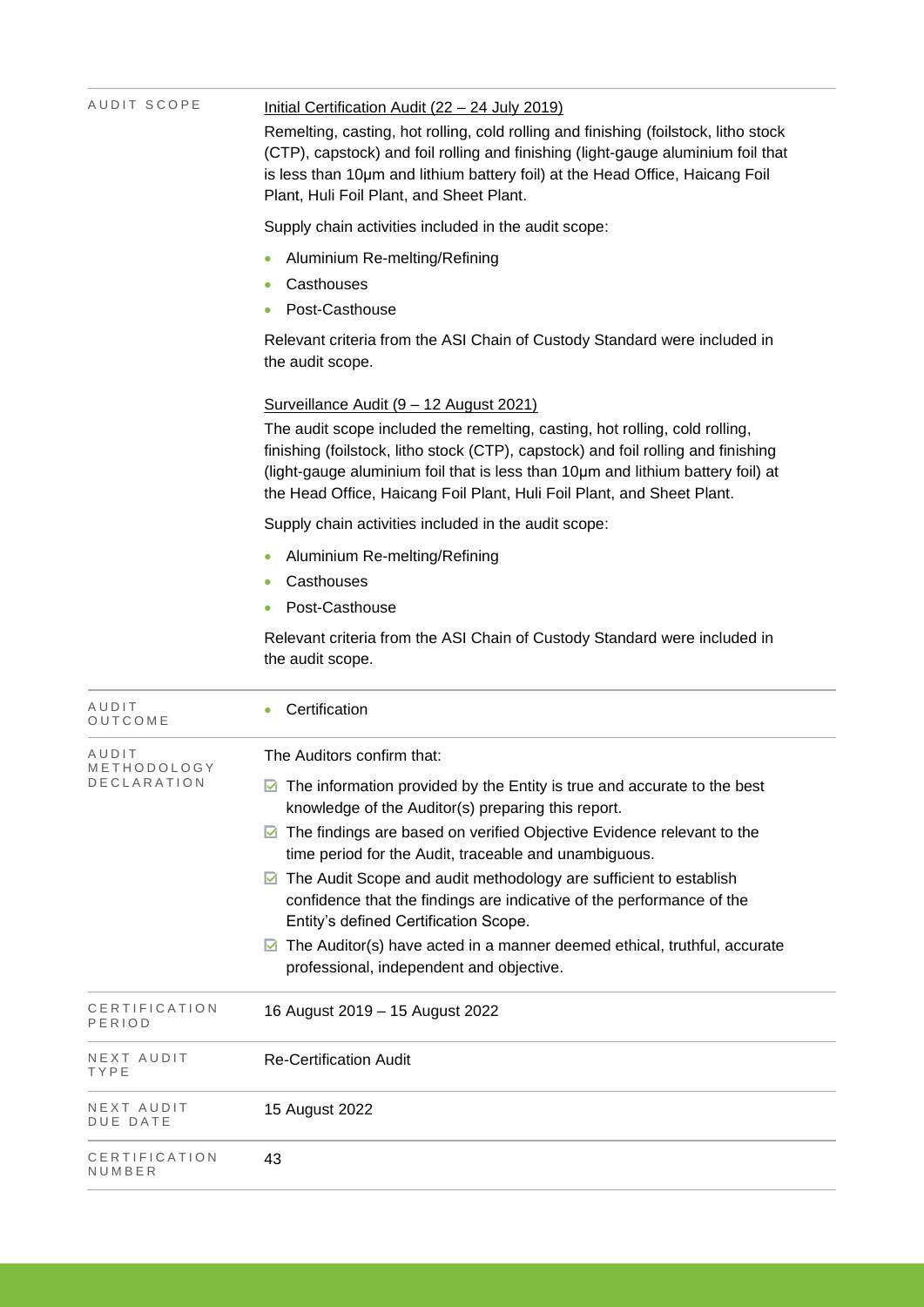| | |
|---|---|
| AUDIT SCOPE | Initial Certification Audit (22 – 24 July 2019)<br><br>Remelting, casting, hot rolling, cold rolling and finishing (foilstock, litho stock (CTP), capstock) and foil rolling and finishing (light-gauge aluminium foil that is less than 10μm and lithium battery foil) at the Head Office, Haicang Foil Plant, Huli Foil Plant, and Sheet Plant.<br><br>Supply chain activities included in the audit scope:<br>• Aluminium Re-melting/Refining<br>• Casthouses<br>• Post-Casthouse<br><br>Relevant criteria from the ASI Chain of Custody Standard were included in the audit scope.<br><br>Surveillance Audit (9 – 12 August 2021)<br><br>The audit scope included the remelting, casting, hot rolling, cold rolling, finishing (foilstock, litho stock (CTP), capstock) and foil rolling and finishing (light-gauge aluminium foil that is less than 10μm and lithium battery foil) at the Head Office, Haicang Foil Plant, Huli Foil Plant, and Sheet Plant.<br><br>Supply chain activities included in the audit scope:<br>• Aluminium Re-melting/Refining<br>• Casthouses<br>• Post-Casthouse<br><br>Relevant criteria from the ASI Chain of Custody Standard were included in the audit scope. |
| AUDIT OUTCOME | • Certification |
| AUDIT METHODOLOGY DECLARATION | The Auditors confirm that:<br>☑ The information provided by the Entity is true and accurate to the best knowledge of the Auditor(s) preparing this report.<br>☑ The findings are based on verified Objective Evidence relevant to the time period for the Audit, traceable and unambiguous.<br>☑ The Audit Scope and audit methodology are sufficient to establish confidence that the findings are indicative of the performance of the Entity's defined Certification Scope.<br>☑ The Auditor(s) have acted in a manner deemed ethical, truthful, accurate professional, independent and objective. |
| CERTIFICATION PERIOD | 16 August 2019 – 15 August 2022 |
| NEXT AUDIT TYPE | Re-Certification Audit |
| NEXT AUDIT DUE DATE | 15 August 2022 |
| CERTIFICATION NUMBER | 43 |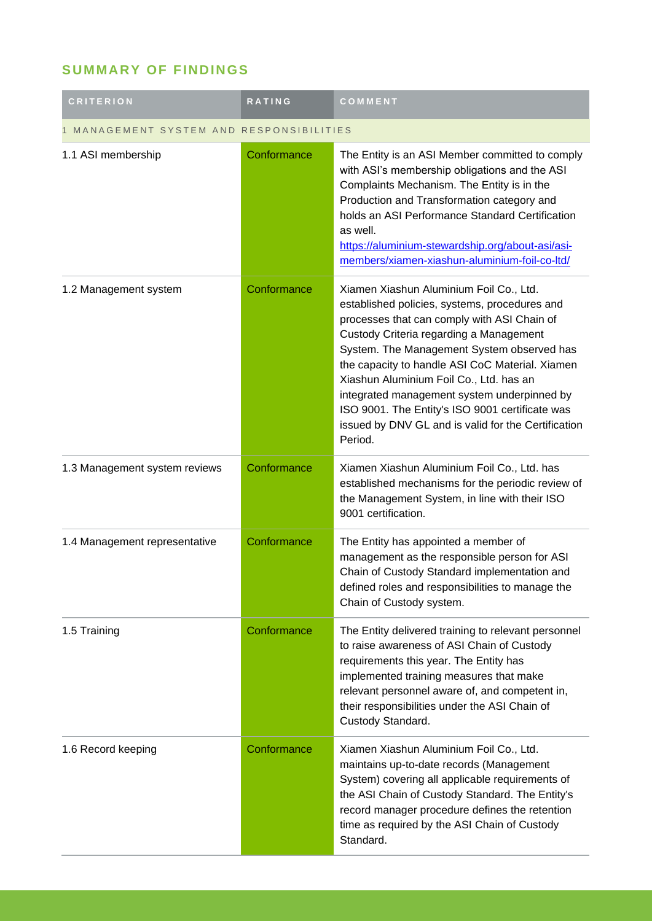## SUMMARY OF FINDINGS

| CRITERION | RATING | COMMENT |
|---|---|---|
| 1 MANAGEMENT SYSTEM AND RESPONSIBILITIES | | |
| 1.1 ASI membership | Conformance | The Entity is an ASI Member committed to comply with ASI's membership obligations and the ASI Complaints Mechanism. The Entity is in the Production and Transformation category and holds an ASI Performance Standard Certification as well. [https://aluminium-stewardship.org/about-asi/asi-members/xiamen-xiashun-aluminium-foil-co-ltd/](https://aluminium-stewardship.org/about-asi/asi-members/xiamen-xiashun-aluminium-foil-co-ltd/) |
| 1.2 Management system | Conformance | Xiamen Xiashun Aluminium Foil Co., Ltd. established policies, systems, procedures and processes that can comply with ASI Chain of Custody Criteria regarding a Management System. The Management System observed has the capacity to handle ASI CoC Material. Xiamen Xiashun Aluminium Foil Co., Ltd. has an integrated management system underpinned by ISO 9001. The Entity's ISO 9001 certificate was issued by DNV GL and is valid for the Certification Period. |
| 1.3 Management system reviews | Conformance | Xiamen Xiashun Aluminium Foil Co., Ltd. has established mechanisms for the periodic review of the Management System, in line with their ISO 9001 certification. |
| 1.4 Management representative | Conformance | The Entity has appointed a member of management as the responsible person for ASI Chain of Custody Standard implementation and defined roles and responsibilities to manage the Chain of Custody system. |
| 1.5 Training | Conformance | The Entity delivered training to relevant personnel to raise awareness of ASI Chain of Custody requirements this year. The Entity has implemented training measures that make relevant personnel aware of, and competent in, their responsibilities under the ASI Chain of Custody Standard. |
| 1.6 Record keeping | Conformance | Xiamen Xiashun Aluminium Foil Co., Ltd. maintains up-to-date records (Management System) covering all applicable requirements of the ASI Chain of Custody Standard. The Entity's record manager procedure defines the retention time as required by the ASI Chain of Custody Standard. |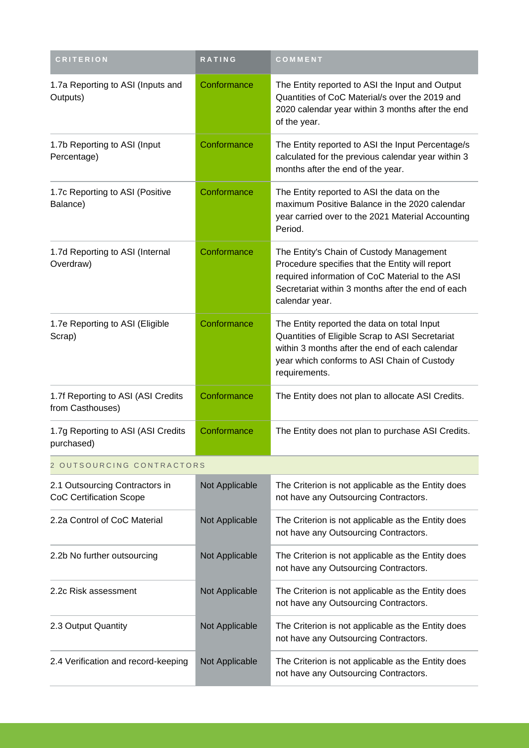| CRITERION | RATING | COMMENT |
| --- | --- | --- |
| 1.7a Reporting to ASI (Inputs and Outputs) | Conformance | The Entity reported to ASI the Input and Output Quantities of CoC Material/s over the 2019 and 2020 calendar year within 3 months after the end of the year. |
| 1.7b Reporting to ASI (Input Percentage) | Conformance | The Entity reported to ASI the Input Percentage/s calculated for the previous calendar year within 3 months after the end of the year. |
| 1.7c Reporting to ASI (Positive Balance) | Conformance | The Entity reported to ASI the data on the maximum Positive Balance in the 2020 calendar year carried over to the 2021 Material Accounting Period. |
| 1.7d Reporting to ASI (Internal Overdraw) | Conformance | The Entity's Chain of Custody Management Procedure specifies that the Entity will report required information of CoC Material to the ASI Secretariat within 3 months after the end of each calendar year. |
| 1.7e Reporting to ASI (Eligible Scrap) | Conformance | The Entity reported the data on total Input Quantities of Eligible Scrap to ASI Secretariat within 3 months after the end of each calendar year which conforms to ASI Chain of Custody requirements. |
| 1.7f Reporting to ASI (ASI Credits from Casthouses) | Conformance | The Entity does not plan to allocate ASI Credits. |
| 1.7g Reporting to ASI (ASI Credits purchased) | Conformance | The Entity does not plan to purchase ASI Credits. |
| 2 OUTSOURCING CONTRACTORS | | |
| 2.1 Outsourcing Contractors in CoC Certification Scope | Not Applicable | The Criterion is not applicable as the Entity does not have any Outsourcing Contractors. |
| 2.2a Control of CoC Material | Not Applicable | The Criterion is not applicable as the Entity does not have any Outsourcing Contractors. |
| 2.2b No further outsourcing | Not Applicable | The Criterion is not applicable as the Entity does not have any Outsourcing Contractors. |
| 2.2c Risk assessment | Not Applicable | The Criterion is not applicable as the Entity does not have any Outsourcing Contractors. |
| 2.3 Output Quantity | Not Applicable | The Criterion is not applicable as the Entity does not have any Outsourcing Contractors. |
| 2.4 Verification and record-keeping | Not Applicable | The Criterion is not applicable as the Entity does not have any Outsourcing Contractors. |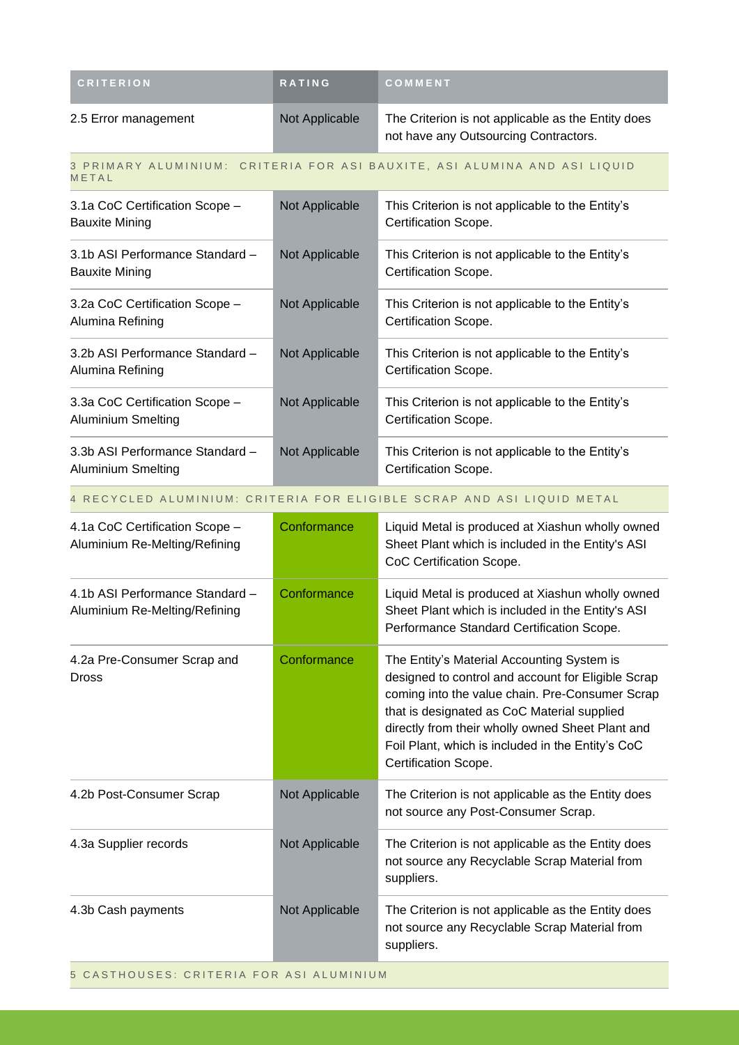| CRITERION | RATING | COMMENT |
| --- | --- | --- |
| 2.5 Error management | Not Applicable | The Criterion is not applicable as the Entity does not have any Outsourcing Contractors. |
| 3 PRIMARY ALUMINIUM: CRITERIA FOR ASI BAUXITE, ASI ALUMINA AND ASI LIQUID METAL | | |
| 3.1a CoC Certification Scope – Bauxite Mining | Not Applicable | This Criterion is not applicable to the Entity's Certification Scope. |
| 3.1b ASI Performance Standard – Bauxite Mining | Not Applicable | This Criterion is not applicable to the Entity's Certification Scope. |
| 3.2a CoC Certification Scope – Alumina Refining | Not Applicable | This Criterion is not applicable to the Entity's Certification Scope. |
| 3.2b ASI Performance Standard – Alumina Refining | Not Applicable | This Criterion is not applicable to the Entity's Certification Scope. |
| 3.3a CoC Certification Scope – Aluminium Smelting | Not Applicable | This Criterion is not applicable to the Entity's Certification Scope. |
| 3.3b ASI Performance Standard – Aluminium Smelting | Not Applicable | This Criterion is not applicable to the Entity's Certification Scope. |
| 4 RECYCLED ALUMINIUM: CRITERIA FOR ELIGIBLE SCRAP AND ASI LIQUID METAL | | |
| 4.1a CoC Certification Scope – Aluminium Re-Melting/Refining | Conformance | Liquid Metal is produced at Xiashun wholly owned Sheet Plant which is included in the Entity's ASI CoC Certification Scope. |
| 4.1b ASI Performance Standard – Aluminium Re-Melting/Refining | Conformance | Liquid Metal is produced at Xiashun wholly owned Sheet Plant which is included in the Entity's ASI Performance Standard Certification Scope. |
| 4.2a Pre-Consumer Scrap and Dross | Conformance | The Entity's Material Accounting System is designed to control and account for Eligible Scrap coming into the value chain. Pre-Consumer Scrap that is designated as CoC Material supplied directly from their wholly owned Sheet Plant and Foil Plant, which is included in the Entity's CoC Certification Scope. |
| 4.2b Post-Consumer Scrap | Not Applicable | The Criterion is not applicable as the Entity does not source any Post-Consumer Scrap. |
| 4.3a Supplier records | Not Applicable | The Criterion is not applicable as the Entity does not source any Recyclable Scrap Material from suppliers. |
| 4.3b Cash payments | Not Applicable | The Criterion is not applicable as the Entity does not source any Recyclable Scrap Material from suppliers. |
| 5 CASTHOUSES: CRITERIA FOR ASI ALUMINIUM | | |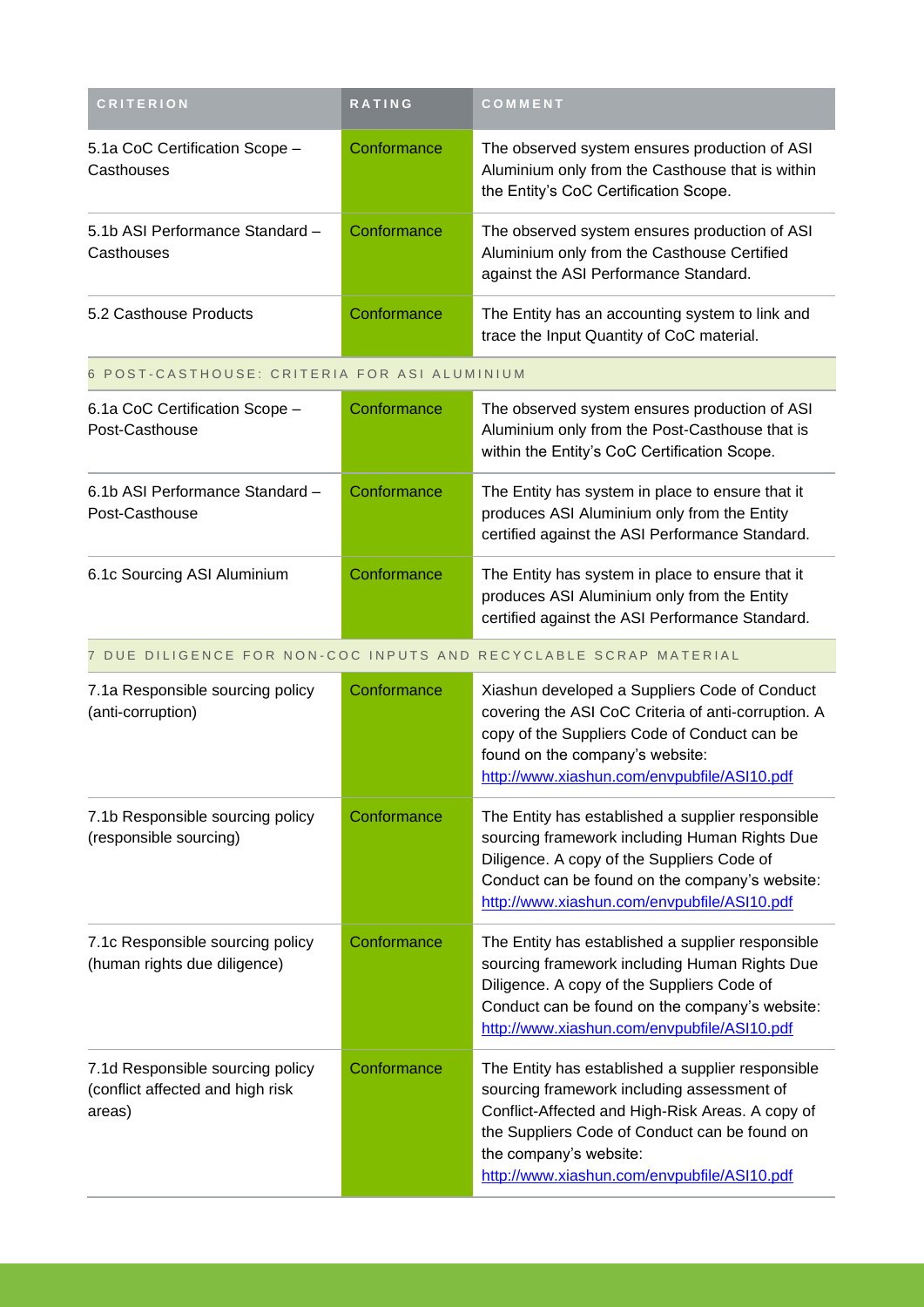| CRITERION | RATING | COMMENT |
| --- | --- | --- |
| 5.1a CoC Certification Scope – Casthouses | Conformance | The observed system ensures production of ASI Aluminium only from the Casthouse that is within the Entity's CoC Certification Scope. |
| 5.1b ASI Performance Standard – Casthouses | Conformance | The observed system ensures production of ASI Aluminium only from the Casthouse Certified against the ASI Performance Standard. |
| 5.2 Casthouse Products | Conformance | The Entity has an accounting system to link and trace the Input Quantity of CoC material. |
| 6 POST-CASTHOUSE: CRITERIA FOR ASI ALUMINIUM | | |
| 6.1a CoC Certification Scope – Post-Casthouse | Conformance | The observed system ensures production of ASI Aluminium only from the Post-Casthouse that is within the Entity's CoC Certification Scope. |
| 6.1b ASI Performance Standard – Post-Casthouse | Conformance | The Entity has system in place to ensure that it produces ASI Aluminium only from the Entity certified against the ASI Performance Standard. |
| 6.1c Sourcing ASI Aluminium | Conformance | The Entity has system in place to ensure that it produces ASI Aluminium only from the Entity certified against the ASI Performance Standard. |
| 7 DUE DILIGENCE FOR NON-COC INPUTS AND RECYCLABLE SCRAP MATERIAL | | |
| 7.1a Responsible sourcing policy (anti-corruption) | Conformance | Xiashun developed a Suppliers Code of Conduct covering the ASI CoC Criteria of anti-corruption. A copy of the Suppliers Code of Conduct can be found on the company's website: http://www.xiashun.com/envpubfile/ASI10.pdf |
| 7.1b Responsible sourcing policy (responsible sourcing) | Conformance | The Entity has established a supplier responsible sourcing framework including Human Rights Due Diligence. A copy of the Suppliers Code of Conduct can be found on the company's website: http://www.xiashun.com/envpubfile/ASI10.pdf |
| 7.1c Responsible sourcing policy (human rights due diligence) | Conformance | The Entity has established a supplier responsible sourcing framework including Human Rights Due Diligence. A copy of the Suppliers Code of Conduct can be found on the company's website: http://www.xiashun.com/envpubfile/ASI10.pdf |
| 7.1d Responsible sourcing policy (conflict affected and high risk areas) | Conformance | The Entity has established a supplier responsible sourcing framework including assessment of Conflict-Affected and High-Risk Areas. A copy of the Suppliers Code of Conduct can be found on the company's website: http://www.xiashun.com/envpubfile/ASI10.pdf |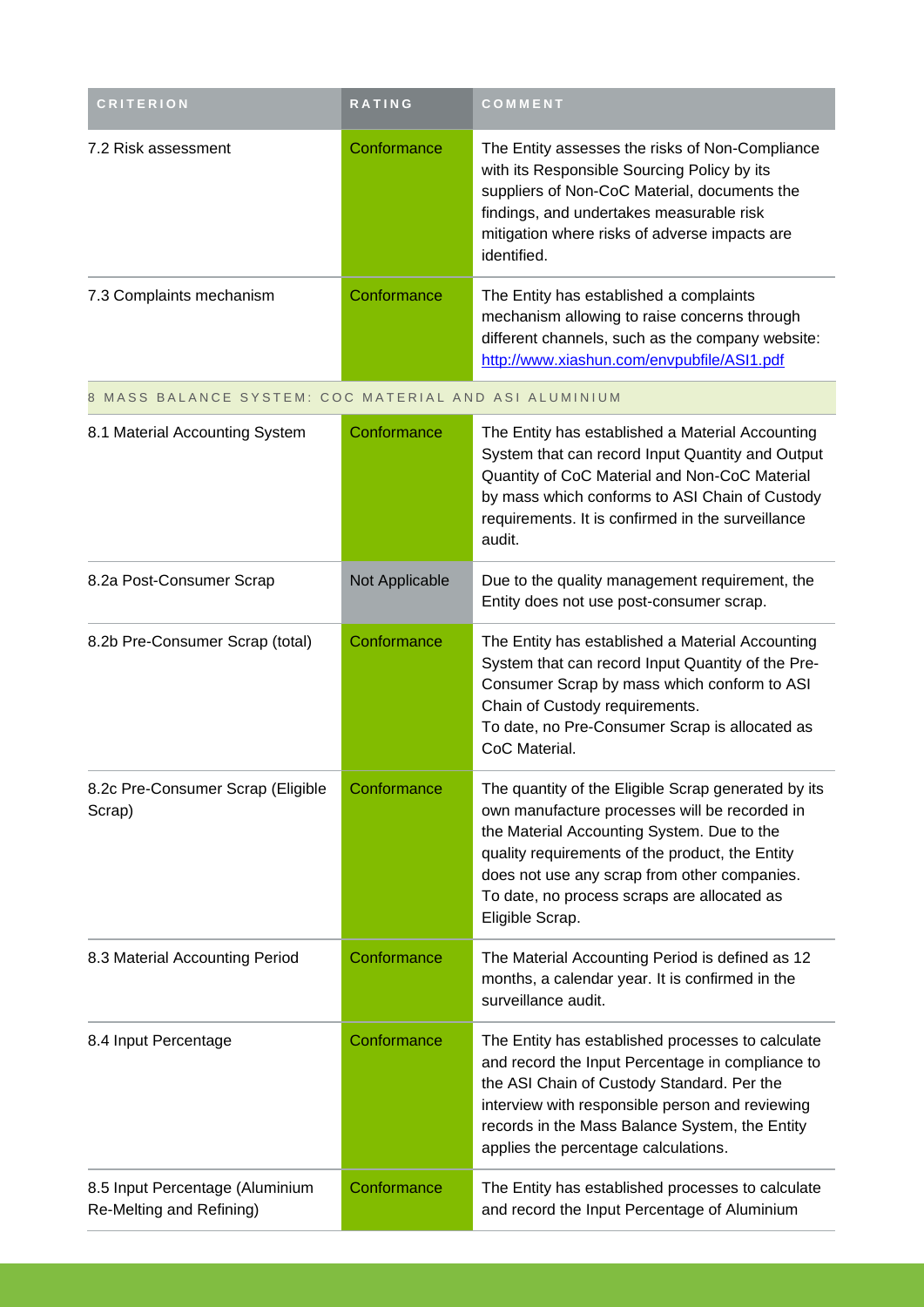| CRITERION | RATING | COMMENT |
| --- | --- | --- |
| 7.2 Risk assessment | Conformance | The Entity assesses the risks of Non-Compliance with its Responsible Sourcing Policy by its suppliers of Non-CoC Material, documents the findings, and undertakes measurable risk mitigation where risks of adverse impacts are identified. |
| 7.3 Complaints mechanism | Conformance | The Entity has established a complaints mechanism allowing to raise concerns through different channels, such as the company website: [http://www.xiashun.com/envpubfile/ASI1.pdf](http://www.xiashun.com/envpubfile/ASI1.pdf) |
| 8 MASS BALANCE SYSTEM: COC MATERIAL AND ASI ALUMINIUM | | |
| 8.1 Material Accounting System | Conformance | The Entity has established a Material Accounting System that can record Input Quantity and Output Quantity of CoC Material and Non-CoC Material by mass which conforms to ASI Chain of Custody requirements. It is confirmed in the surveillance audit. |
| 8.2a Post-Consumer Scrap | Not Applicable | Due to the quality management requirement, the Entity does not use post-consumer scrap. |
| 8.2b Pre-Consumer Scrap (total) | Conformance | The Entity has established a Material Accounting System that can record Input Quantity of the Pre-Consumer Scrap by mass which conform to ASI Chain of Custody requirements.<br>To date, no Pre-Consumer Scrap is allocated as CoC Material. |
| 8.2c Pre-Consumer Scrap (Eligible Scrap) | Conformance | The quantity of the Eligible Scrap generated by its own manufacture processes will be recorded in the Material Accounting System. Due to the quality requirements of the product, the Entity does not use any scrap from other companies.<br>To date, no process scraps are allocated as Eligible Scrap. |
| 8.3 Material Accounting Period | Conformance | The Material Accounting Period is defined as 12 months, a calendar year. It is confirmed in the surveillance audit. |
| 8.4 Input Percentage | Conformance | The Entity has established processes to calculate and record the Input Percentage in compliance to the ASI Chain of Custody Standard. Per the interview with responsible person and reviewing records in the Mass Balance System, the Entity applies the percentage calculations. |
| 8.5 Input Percentage (Aluminium Re-Melting and Refining) | Conformance | The Entity has established processes to calculate and record the Input Percentage of Aluminium |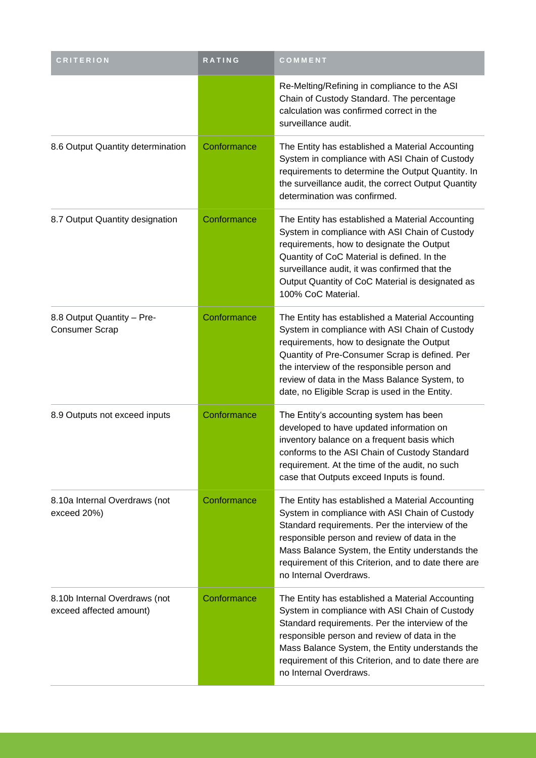| CRITERION | RATING | COMMENT |
|---|---|---|
| | | Re-Melting/Refining in compliance to the ASI Chain of Custody Standard. The percentage calculation was confirmed correct in the surveillance audit. |
| 8.6 Output Quantity determination | Conformance | The Entity has established a Material Accounting System in compliance with ASI Chain of Custody requirements to determine the Output Quantity. In the surveillance audit, the correct Output Quantity determination was confirmed. |
| 8.7 Output Quantity designation | Conformance | The Entity has established a Material Accounting System in compliance with ASI Chain of Custody requirements, how to designate the Output Quantity of CoC Material is defined. In the surveillance audit, it was confirmed that the Output Quantity of CoC Material is designated as 100% CoC Material. |
| 8.8 Output Quantity – Pre-Consumer Scrap | Conformance | The Entity has established a Material Accounting System in compliance with ASI Chain of Custody requirements, how to designate the Output Quantity of Pre-Consumer Scrap is defined. Per the interview of the responsible person and review of data in the Mass Balance System, to date, no Eligible Scrap is used in the Entity. |
| 8.9 Outputs not exceed inputs | Conformance | The Entity's accounting system has been developed to have updated information on inventory balance on a frequent basis which conforms to the ASI Chain of Custody Standard requirement. At the time of the audit, no such case that Outputs exceed Inputs is found. |
| 8.10a Internal Overdraws (not exceed 20%) | Conformance | The Entity has established a Material Accounting System in compliance with ASI Chain of Custody Standard requirements. Per the interview of the responsible person and review of data in the Mass Balance System, the Entity understands the requirement of this Criterion, and to date there are no Internal Overdraws. |
| 8.10b Internal Overdraws (not exceed affected amount) | Conformance | The Entity has established a Material Accounting System in compliance with ASI Chain of Custody Standard requirements. Per the interview of the responsible person and review of data in the Mass Balance System, the Entity understands the requirement of this Criterion, and to date there are no Internal Overdraws. |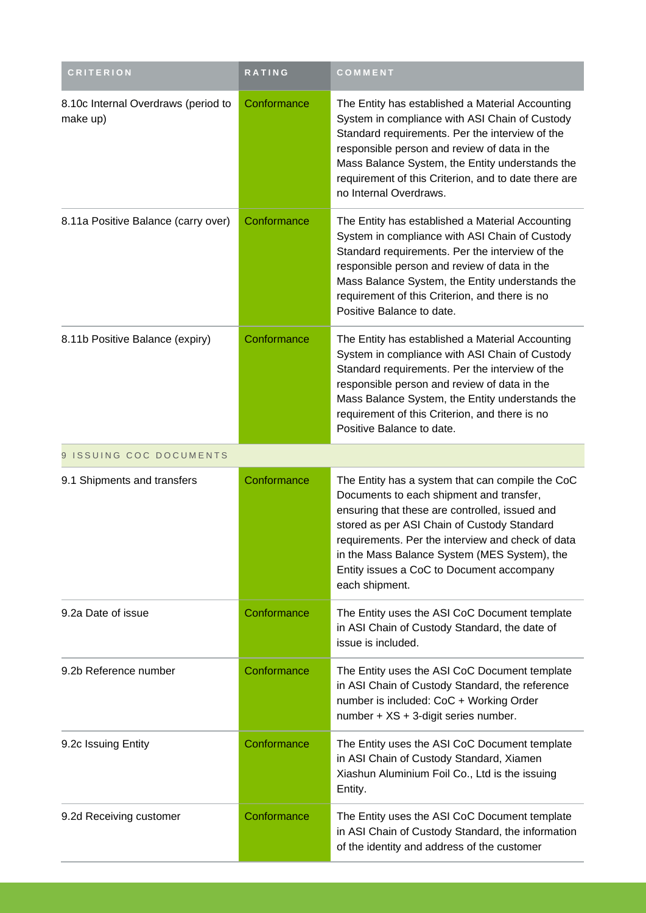| CRITERION | RATING | COMMENT |
|---|---|---|
| 8.10c Internal Overdraws (period to make up) | Conformance | The Entity has established a Material Accounting System in compliance with ASI Chain of Custody Standard requirements. Per the interview of the responsible person and review of data in the Mass Balance System, the Entity understands the requirement of this Criterion, and to date there are no Internal Overdraws. |
| 8.11a Positive Balance (carry over) | Conformance | The Entity has established a Material Accounting System in compliance with ASI Chain of Custody Standard requirements. Per the interview of the responsible person and review of data in the Mass Balance System, the Entity understands the requirement of this Criterion, and there is no Positive Balance to date. |
| 8.11b Positive Balance (expiry) | Conformance | The Entity has established a Material Accounting System in compliance with ASI Chain of Custody Standard requirements. Per the interview of the responsible person and review of data in the Mass Balance System, the Entity understands the requirement of this Criterion, and there is no Positive Balance to date. |
| 9 ISSUING COC DOCUMENTS | | |
| 9.1 Shipments and transfers | Conformance | The Entity has a system that can compile the CoC Documents to each shipment and transfer, ensuring that these are controlled, issued and stored as per ASI Chain of Custody Standard requirements. Per the interview and check of data in the Mass Balance System (MES System), the Entity issues a CoC to Document accompany each shipment. |
| 9.2a Date of issue | Conformance | The Entity uses the ASI CoC Document template in ASI Chain of Custody Standard, the date of issue is included. |
| 9.2b Reference number | Conformance | The Entity uses the ASI CoC Document template in ASI Chain of Custody Standard, the reference number is included: CoC + Working Order number + XS + 3-digit series number. |
| 9.2c Issuing Entity | Conformance | The Entity uses the ASI CoC Document template in ASI Chain of Custody Standard, Xiamen Xiashun Aluminium Foil Co., Ltd is the issuing Entity. |
| 9.2d Receiving customer | Conformance | The Entity uses the ASI CoC Document template in ASI Chain of Custody Standard, the information of the identity and address of the customer |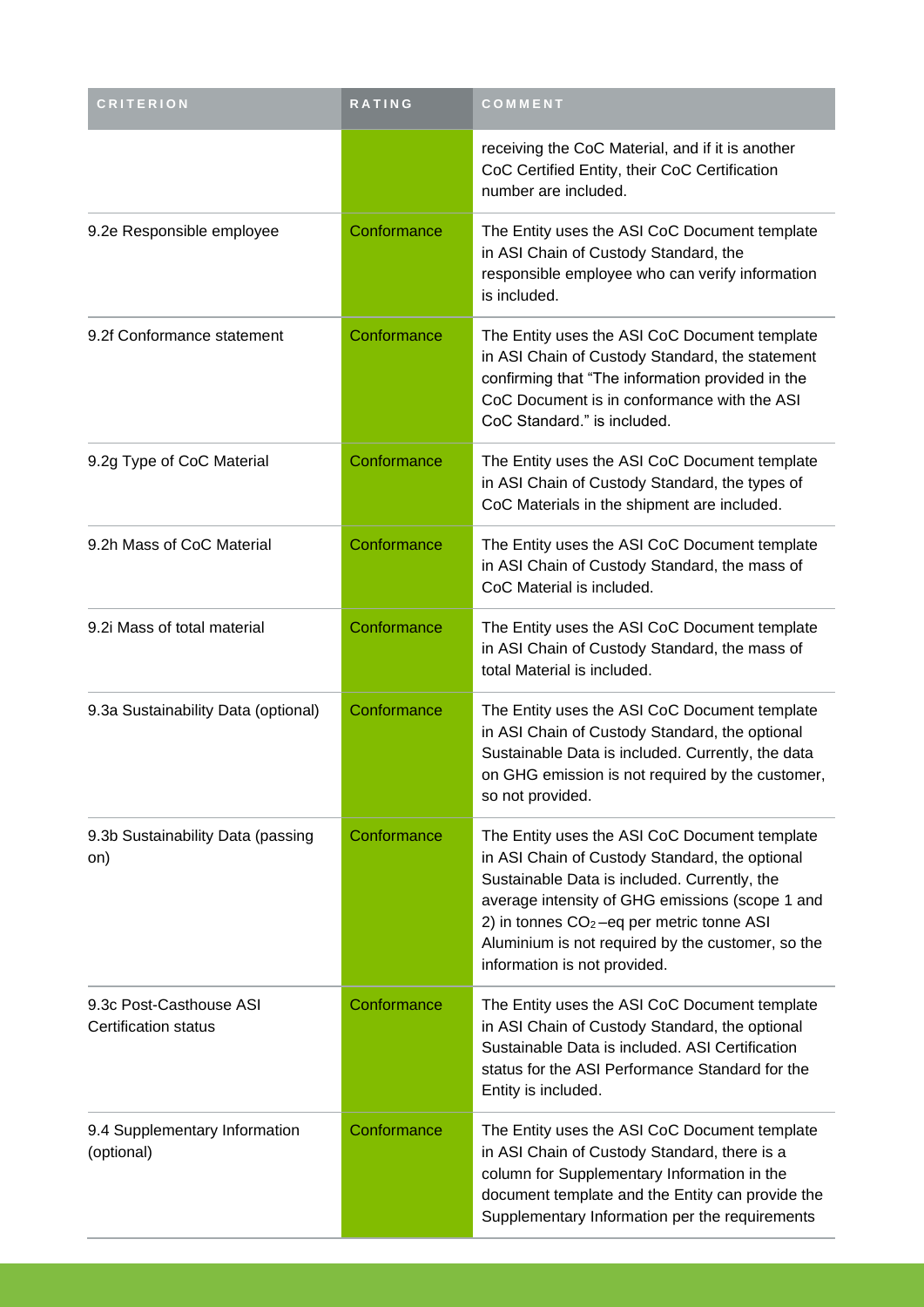| CRITERION | RATING | COMMENT |
|---|---|---|
| | | receiving the CoC Material, and if it is another CoC Certified Entity, their CoC Certification number are included. |
| 9.2e Responsible employee | Conformance | The Entity uses the ASI CoC Document template in ASI Chain of Custody Standard, the responsible employee who can verify information is included. |
| 9.2f Conformance statement | Conformance | The Entity uses the ASI CoC Document template in ASI Chain of Custody Standard, the statement confirming that "The information provided in the CoC Document is in conformance with the ASI CoC Standard." is included. |
| 9.2g Type of CoC Material | Conformance | The Entity uses the ASI CoC Document template in ASI Chain of Custody Standard, the types of CoC Materials in the shipment are included. |
| 9.2h Mass of CoC Material | Conformance | The Entity uses the ASI CoC Document template in ASI Chain of Custody Standard, the mass of CoC Material is included. |
| 9.2i Mass of total material | Conformance | The Entity uses the ASI CoC Document template in ASI Chain of Custody Standard, the mass of total Material is included. |
| 9.3a Sustainability Data (optional) | Conformance | The Entity uses the ASI CoC Document template in ASI Chain of Custody Standard, the optional Sustainable Data is included. Currently, the data on GHG emission is not required by the customer, so not provided. |
| 9.3b Sustainability Data (passing on) | Conformance | The Entity uses the ASI CoC Document template in ASI Chain of Custody Standard, the optional Sustainable Data is included. Currently, the average intensity of GHG emissions (scope 1 and 2) in tonnes $CO_2$–eq per metric tonne ASI Aluminium is not required by the customer, so the information is not provided. |
| 9.3c Post-Casthouse ASI Certification status | Conformance | The Entity uses the ASI CoC Document template in ASI Chain of Custody Standard, the optional Sustainable Data is included. ASI Certification status for the ASI Performance Standard for the Entity is included. |
| 9.4 Supplementary Information (optional) | Conformance | The Entity uses the ASI CoC Document template in ASI Chain of Custody Standard, there is a column for Supplementary Information in the document template and the Entity can provide the Supplementary Information per the requirements |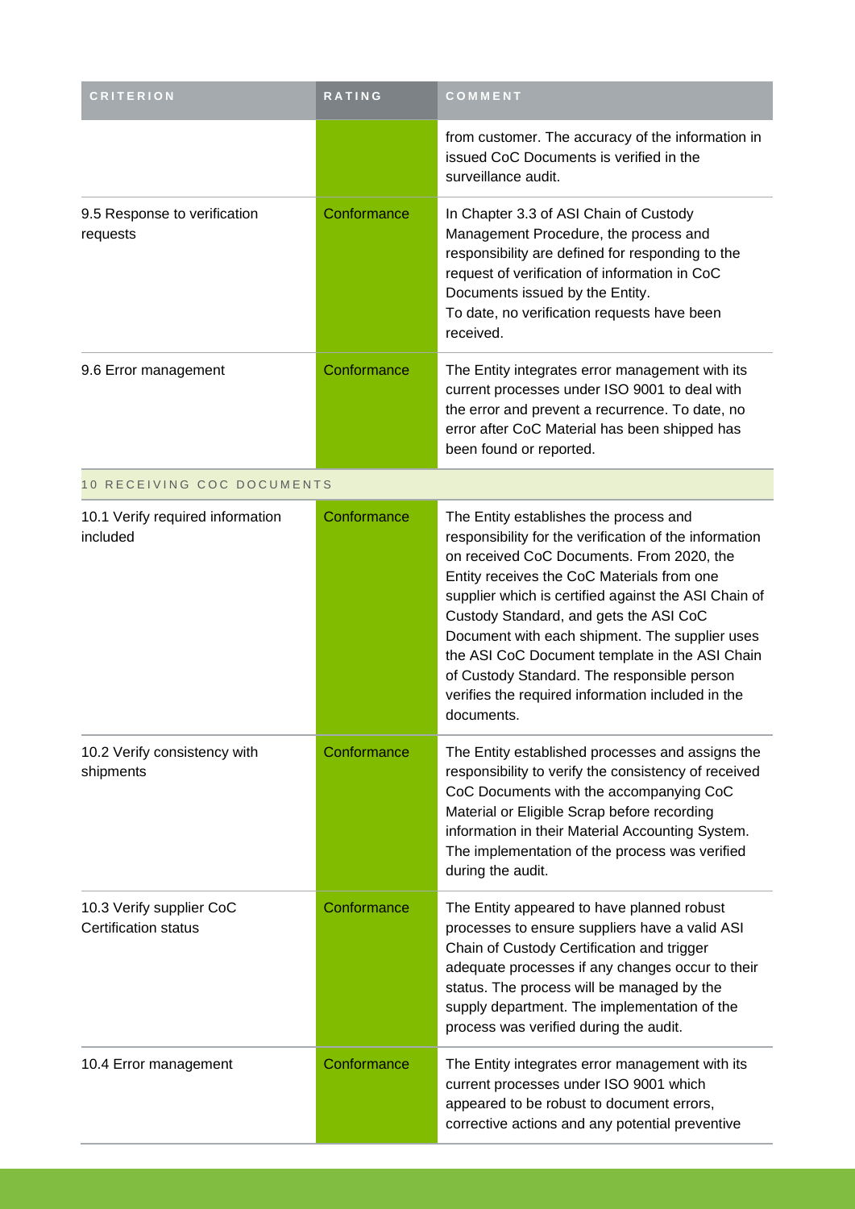| CRITERION | RATING | COMMENT |
| --- | --- | --- |
| | | from customer. The accuracy of the information in issued CoC Documents is verified in the surveillance audit. |
| 9.5 Response to verification requests | Conformance | In Chapter 3.3 of ASI Chain of Custody Management Procedure, the process and responsibility are defined for responding to the request of verification of information in CoC Documents issued by the Entity. To date, no verification requests have been received. |
| 9.6 Error management | Conformance | The Entity integrates error management with its current processes under ISO 9001 to deal with the error and prevent a recurrence. To date, no error after CoC Material has been shipped has been found or reported. |
| 10 RECEIVING COC DOCUMENTS | | |
| 10.1 Verify required information included | Conformance | The Entity establishes the process and responsibility for the verification of the information on received CoC Documents. From 2020, the Entity receives the CoC Materials from one supplier which is certified against the ASI Chain of Custody Standard, and gets the ASI CoC Document with each shipment. The supplier uses the ASI CoC Document template in the ASI Chain of Custody Standard. The responsible person verifies the required information included in the documents. |
| 10.2 Verify consistency with shipments | Conformance | The Entity established processes and assigns the responsibility to verify the consistency of received CoC Documents with the accompanying CoC Material or Eligible Scrap before recording information in their Material Accounting System. The implementation of the process was verified during the audit. |
| 10.3 Verify supplier CoC Certification status | Conformance | The Entity appeared to have planned robust processes to ensure suppliers have a valid ASI Chain of Custody Certification and trigger adequate processes if any changes occur to their status. The process will be managed by the supply department. The implementation of the process was verified during the audit. |
| 10.4 Error management | Conformance | The Entity integrates error management with its current processes under ISO 9001 which appeared to be robust to document errors, corrective actions and any potential preventive |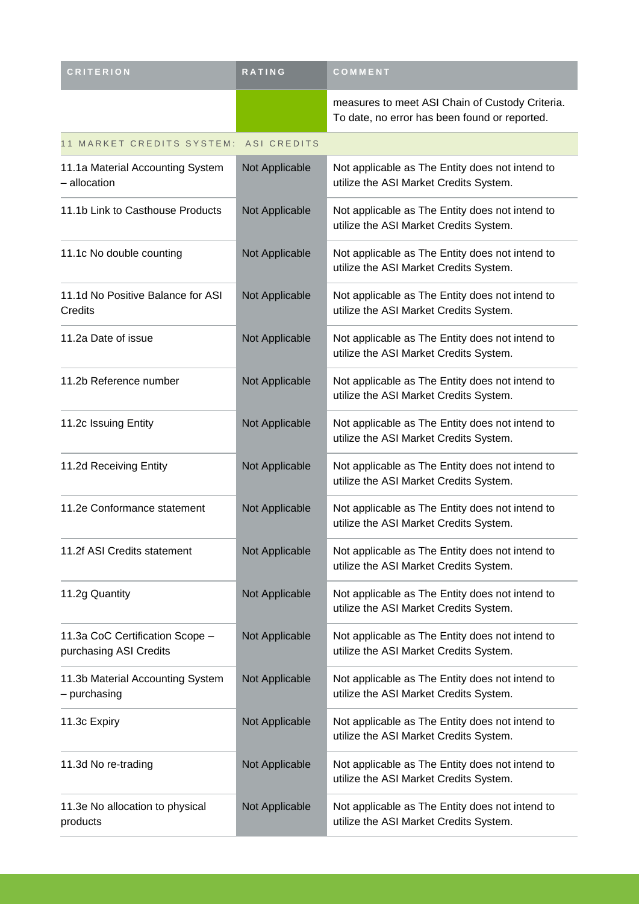| CRITERION | RATING | COMMENT |
| --- | --- | --- |
| | | measures to meet ASI Chain of Custody Criteria. To date, no error has been found or reported. |
| 11 MARKET CREDITS SYSTEM: ASI CREDITS | | |
| 11.1a Material Accounting System – allocation | Not Applicable | Not applicable as The Entity does not intend to utilize the ASI Market Credits System. |
| 11.1b Link to Casthouse Products | Not Applicable | Not applicable as The Entity does not intend to utilize the ASI Market Credits System. |
| 11.1c No double counting | Not Applicable | Not applicable as The Entity does not intend to utilize the ASI Market Credits System. |
| 11.1d No Positive Balance for ASI Credits | Not Applicable | Not applicable as The Entity does not intend to utilize the ASI Market Credits System. |
| 11.2a Date of issue | Not Applicable | Not applicable as The Entity does not intend to utilize the ASI Market Credits System. |
| 11.2b Reference number | Not Applicable | Not applicable as The Entity does not intend to utilize the ASI Market Credits System. |
| 11.2c Issuing Entity | Not Applicable | Not applicable as The Entity does not intend to utilize the ASI Market Credits System. |
| 11.2d Receiving Entity | Not Applicable | Not applicable as The Entity does not intend to utilize the ASI Market Credits System. |
| 11.2e Conformance statement | Not Applicable | Not applicable as The Entity does not intend to utilize the ASI Market Credits System. |
| 11.2f ASI Credits statement | Not Applicable | Not applicable as The Entity does not intend to utilize the ASI Market Credits System. |
| 11.2g Quantity | Not Applicable | Not applicable as The Entity does not intend to utilize the ASI Market Credits System. |
| 11.3a CoC Certification Scope – purchasing ASI Credits | Not Applicable | Not applicable as The Entity does not intend to utilize the ASI Market Credits System. |
| 11.3b Material Accounting System – purchasing | Not Applicable | Not applicable as The Entity does not intend to utilize the ASI Market Credits System. |
| 11.3c Expiry | Not Applicable | Not applicable as The Entity does not intend to utilize the ASI Market Credits System. |
| 11.3d No re-trading | Not Applicable | Not applicable as The Entity does not intend to utilize the ASI Market Credits System. |
| 11.3e No allocation to physical products | Not Applicable | Not applicable as The Entity does not intend to utilize the ASI Market Credits System. |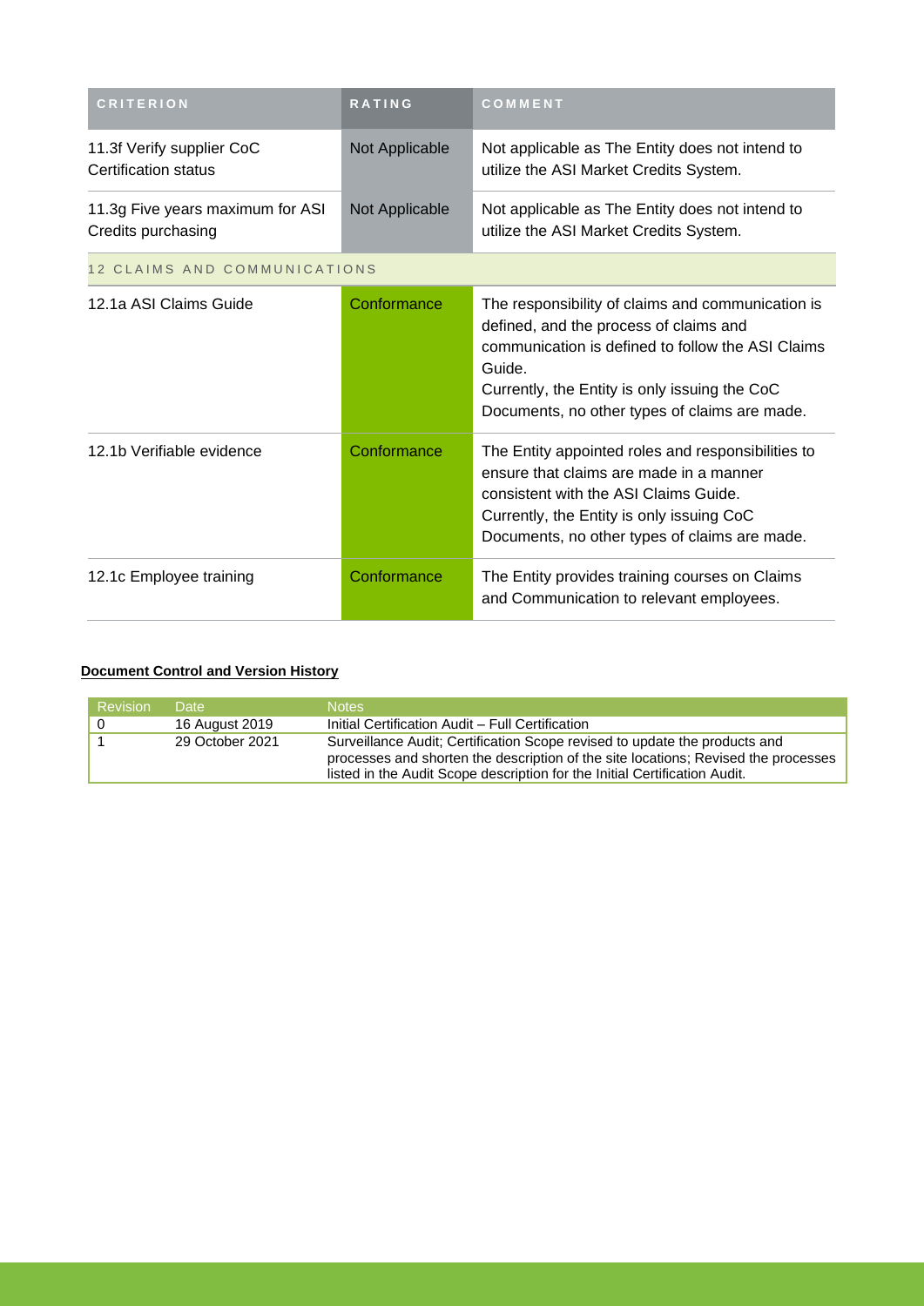| CRITERION | RATING | COMMENT |
| --- | --- | --- |
| 11.3f Verify supplier CoC Certification status | Not Applicable | Not applicable as The Entity does not intend to utilize the ASI Market Credits System. |
| 11.3g Five years maximum for ASI Credits purchasing | Not Applicable | Not applicable as The Entity does not intend to utilize the ASI Market Credits System. |
| 12 CLAIMS AND COMMUNICATIONS | | |
| 12.1a ASI Claims Guide | Conformance | The responsibility of claims and communication is defined, and the process of claims and communication is defined to follow the ASI Claims Guide.<br>Currently, the Entity is only issuing the CoC Documents, no other types of claims are made. |
| 12.1b Verifiable evidence | Conformance | The Entity appointed roles and responsibilities to ensure that claims are made in a manner consistent with the ASI Claims Guide.<br>Currently, the Entity is only issuing CoC Documents, no other types of claims are made. |
| 12.1c Employee training | Conformance | The Entity provides training courses on Claims and Communication to relevant employees. |

**Document Control and Version History**

| Revision | Date | Notes |
| --- | --- | --- |
| 0 | 16 August 2019 | Initial Certification Audit – Full Certification |
| 1 | 29 October 2021 | Surveillance Audit; Certification Scope revised to update the products and processes and shorten the description of the site locations; Revised the processes listed in the Audit Scope description for the Initial Certification Audit. |